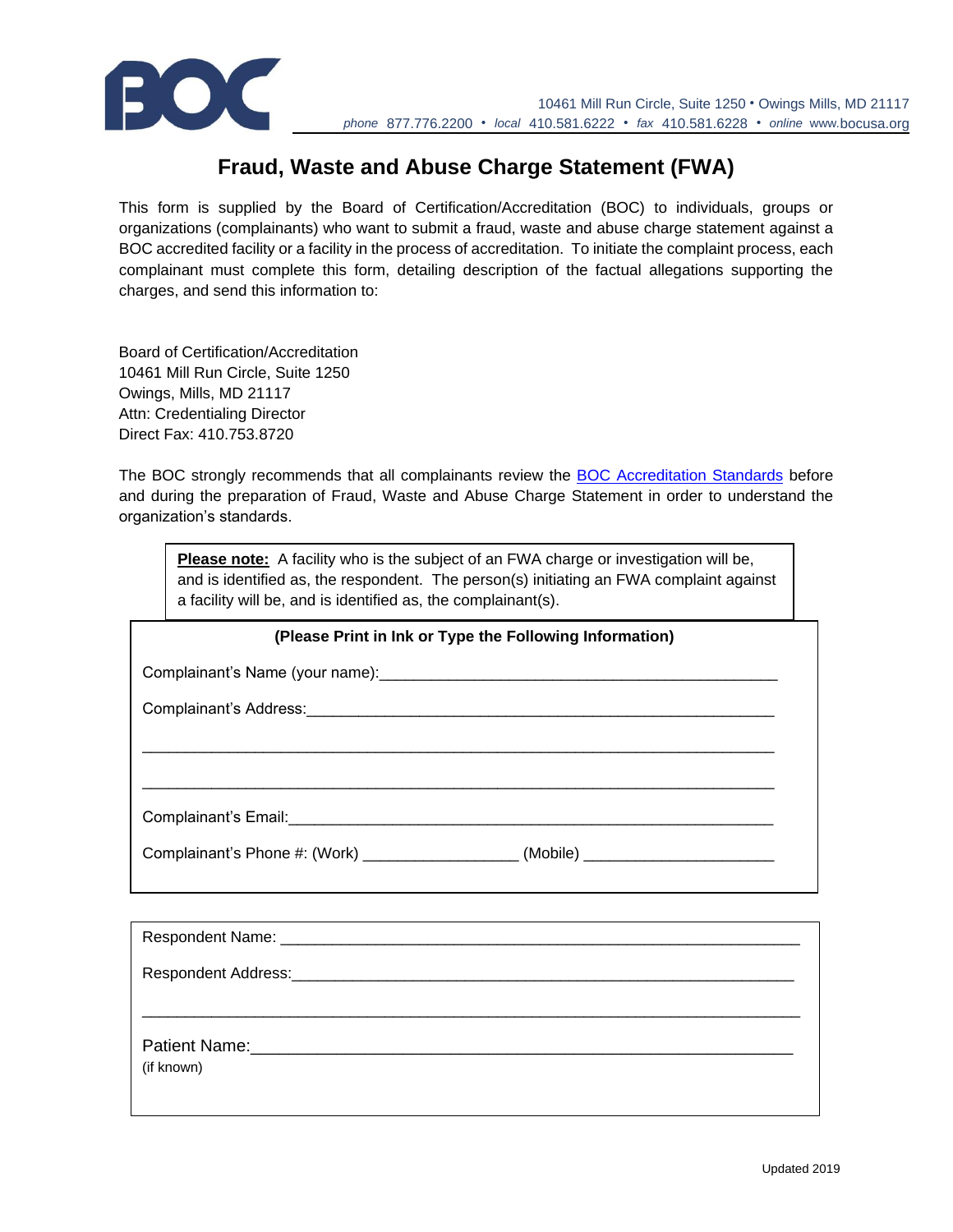10461 Mill Run Circle, Suite 1250 • Owings Mills, MD 21117
*phone* 877.776.2200 • *local* 410.581.6222 • *fax* 410.581.6228 • *online* www.bocusa.org

# Fraud, Waste and Abuse Charge Statement (FWA)

This form is supplied by the Board of Certification/Accreditation (BOC) to individuals, groups or organizations (complainants) who want to submit a fraud, waste and abuse charge statement against a BOC accredited facility or a facility in the process of accreditation. To initiate the complaint process, each complainant must complete this form, detailing description of the factual allegations supporting the charges, and send this information to:

Board of Certification/Accreditation
10461 Mill Run Circle, Suite 1250
Owings, Mills, MD 21117
Attn: Credentialing Director
Direct Fax: 410.753.8720

The BOC strongly recommends that all complainants review the BOC Accreditation Standards before and during the preparation of Fraud, Waste and Abuse Charge Statement in order to understand the organization's standards.

**Please note:** A facility who is the subject of an FWA charge or investigation will be, and is identified as, the respondent. The person(s) initiating an FWA complaint against a facility will be, and is identified as, the complainant(s).

**(Please Print in Ink or Type the Following Information)**

Complainant's Name (your name):_______________________________________________

Complainant's Address:_______________________________________________________

_____________________________________________________________________

_____________________________________________________________________

Complainant's Email:_________________________________________________________

Complainant's Phone #: (Work) _________________ (Mobile) _____________________

Respondent Name: _________________________________________________________

Respondent Address:________________________________________________________

_____________________________________________________________________

Patient Name:_____________________________________________________________
(if known)

Updated 2019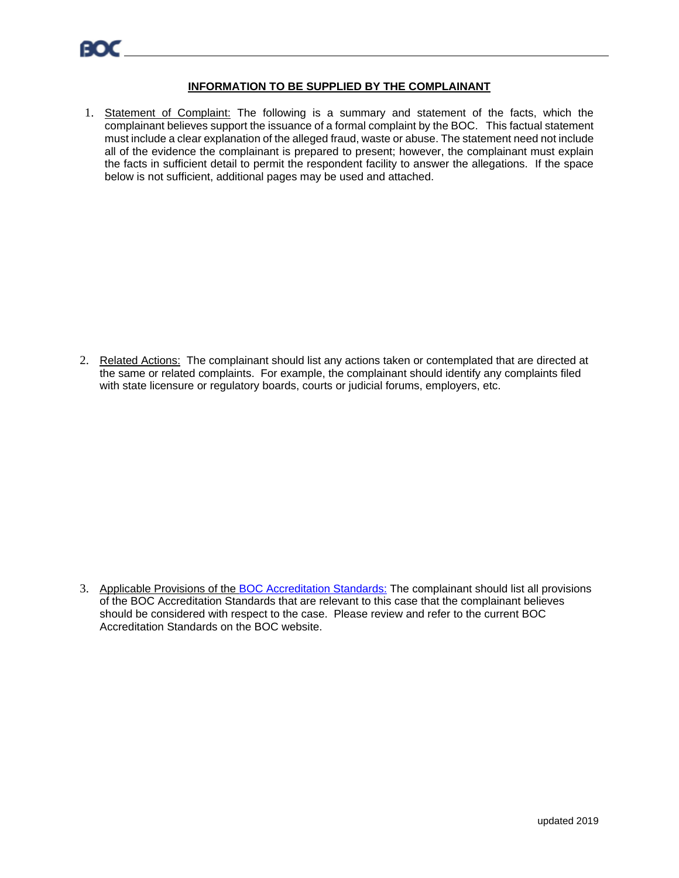## INFORMATION TO BE SUPPLIED BY THE COMPLAINANT

1. Statement of Complaint: The following is a summary and statement of the facts, which the complainant believes support the issuance of a formal complaint by the BOC. This factual statement must include a clear explanation of the alleged fraud, waste or abuse. The statement need not include all of the evidence the complainant is prepared to present; however, the complainant must explain the facts in sufficient detail to permit the respondent facility to answer the allegations. If the space below is not sufficient, additional pages may be used and attached.

2. Related Actions: The complainant should list any actions taken or contemplated that are directed at the same or related complaints. For example, the complainant should identify any complaints filed with state licensure or regulatory boards, courts or judicial forums, employers, etc.

3. Applicable Provisions of the BOC Accreditation Standards: The complainant should list all provisions of the BOC Accreditation Standards that are relevant to this case that the complainant believes should be considered with respect to the case. Please review and refer to the current BOC Accreditation Standards on the BOC website.

updated 2019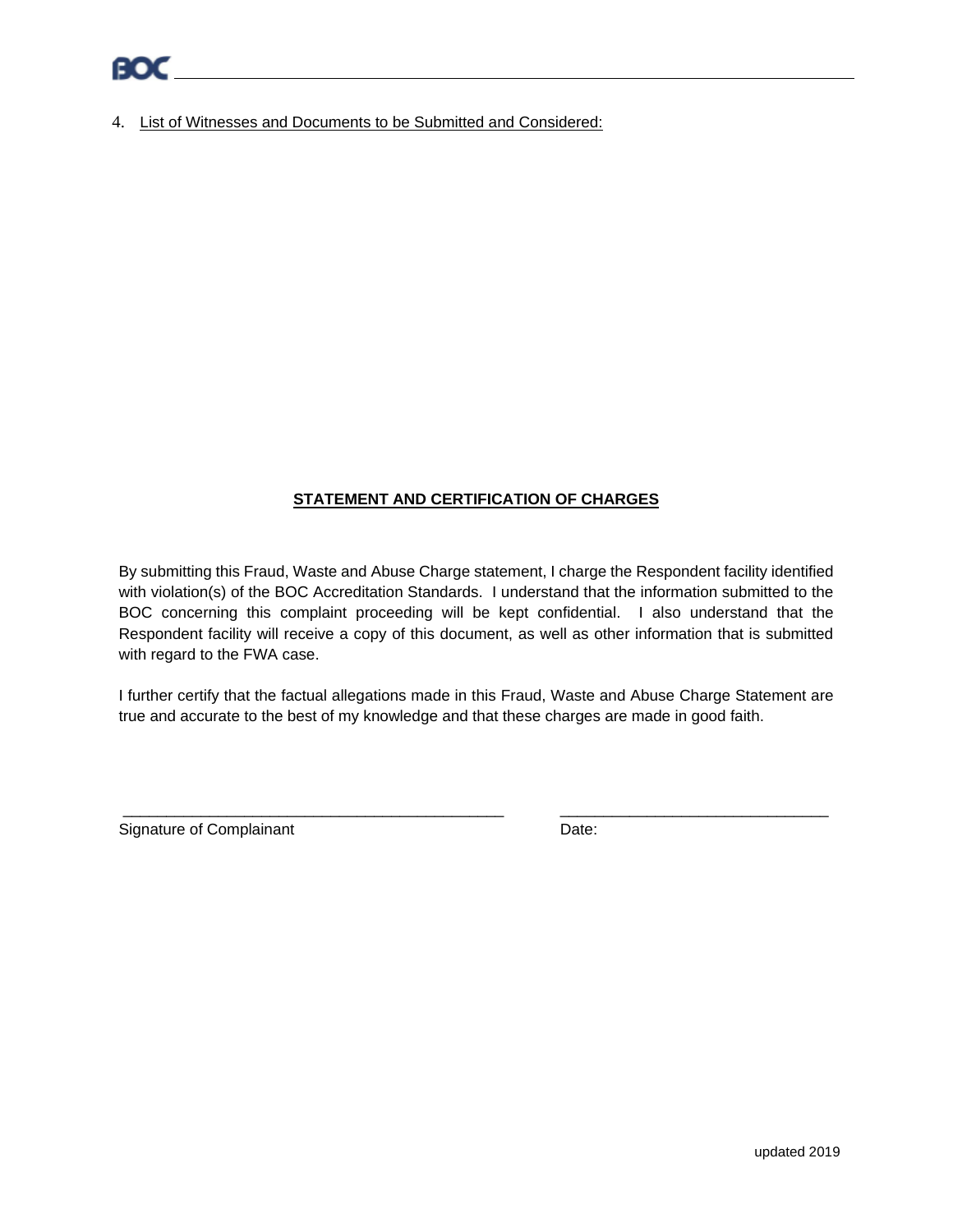4. List of Witnesses and Documents to be Submitted and Considered:

## STATEMENT AND CERTIFICATION OF CHARGES

By submitting this Fraud, Waste and Abuse Charge statement, I charge the Respondent facility identified with violation(s) of the BOC Accreditation Standards. I understand that the information submitted to the BOC concerning this complaint proceeding will be kept confidential. I also understand that the Respondent facility will receive a copy of this document, as well as other information that is submitted with regard to the FWA case.

I further certify that the factual allegations made in this Fraud, Waste and Abuse Charge Statement are true and accurate to the best of my knowledge and that these charges are made in good faith.

_____________________________________________ _______________________________

Signature of Complainant Date:

updated 2019